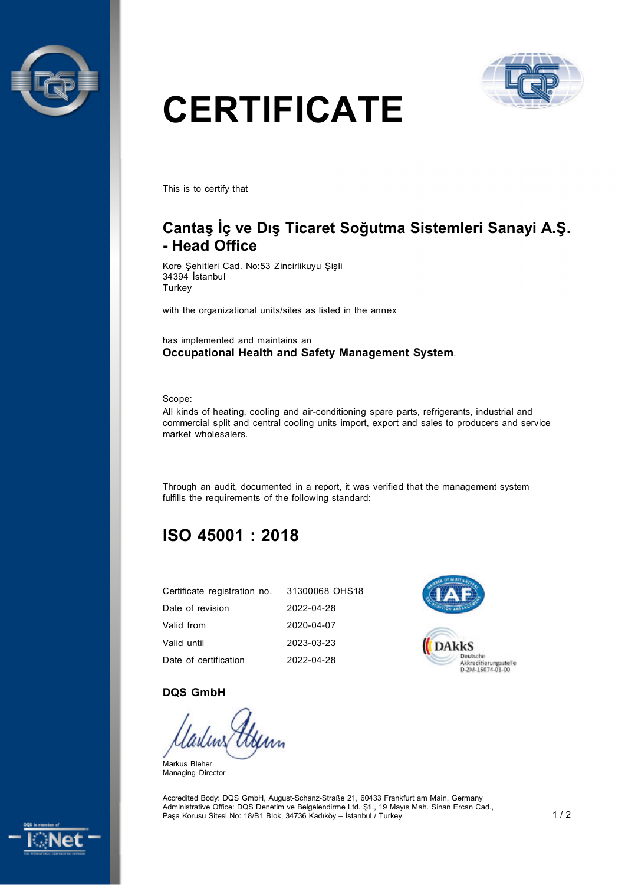# CERTIFICATE

This is to certify that

## Cantaş İç ve Dış Ticaret Soğutma Sistemleri Sanayi A.Ş. - Head Office

Kore Şehitleri Cad. No:53 Zincirlikuyu Şişli
34394 İstanbul
Turkey

with the organizational units/sites as listed in the annex

has implemented and maintains an
**Occupational Health and Safety Management System**.

Scope:
All kinds of heating, cooling and air-conditioning spare parts, refrigerants, industrial and commercial split and central cooling units import, export and sales to producers and service market wholesalers.

Through an audit, documented in a report, it was verified that the management system fulfills the requirements of the following standard:

## ISO 45001 : 2018

| | |
|---|---|
| Certificate registration no. | 31300068 OHS18 |
| Date of revision | 2022-04-28 |
| Valid from | 2020-04-07 |
| Valid until | 2023-03-23 |
| Date of certification | 2022-04-28 |

DAkkS Deutsche Akkreditierungsstelle D-ZM-16074-01-00

**DQS GmbH**

Markus Bleher
Managing Director

Accredited Body: DQS GmbH, August-Schanz-Straße 21, 60433 Frankfurt am Main, Germany
Administrative Office: DQS Denetim ve Belgelendirme Ltd. Şti., 19 Mayıs Mah. Sinan Ercan Cad., Paşa Korusu Sitesi No: 18/B1 Blok, 34736 Kadıköy – İstanbul / Turkey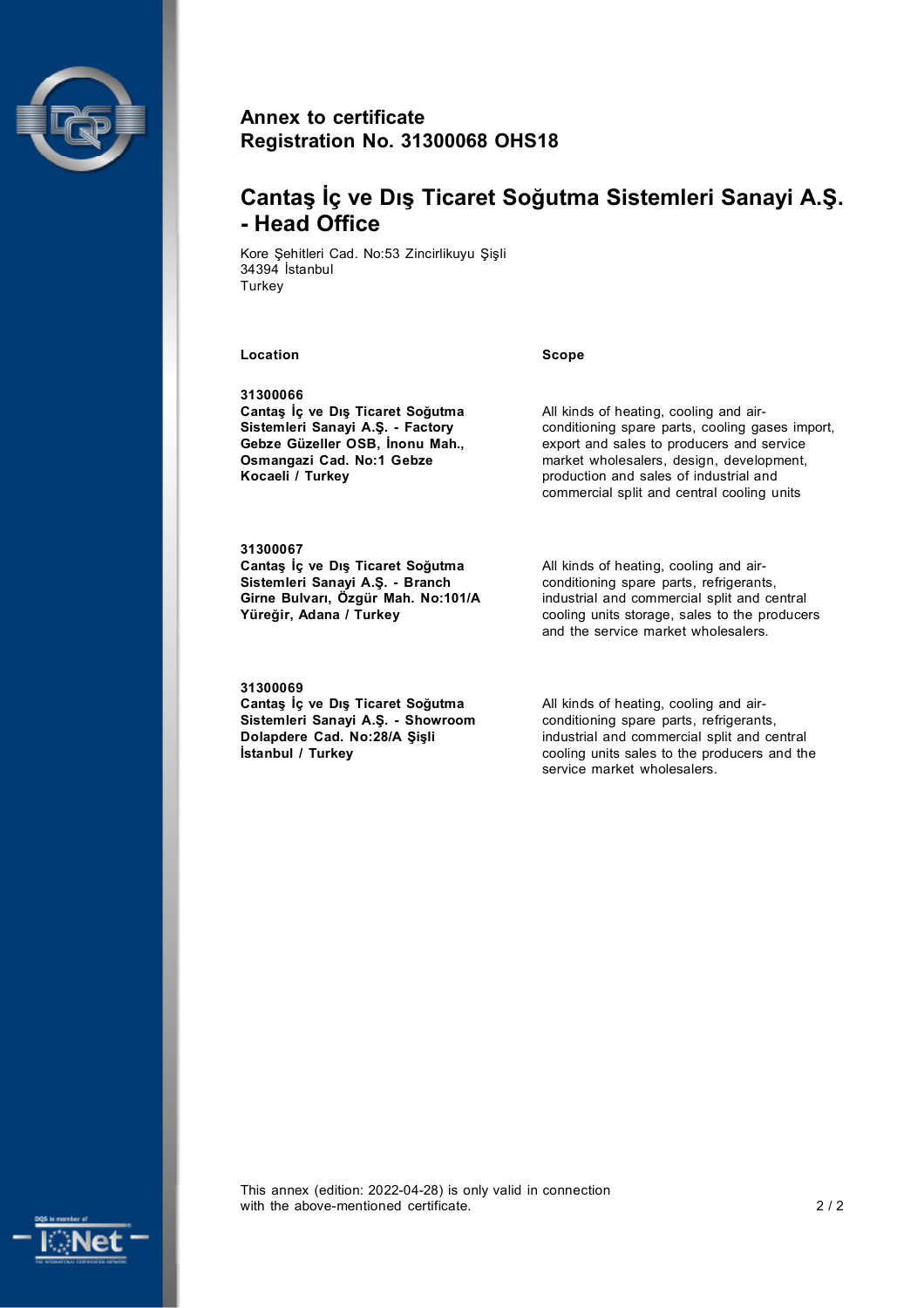**Annex to certificate**
**Registration No. 31300068 OHS18**

## Cantaş İç ve Dış Ticaret Soğutma Sistemleri Sanayi A.Ş. - Head Office

Kore Şehitleri Cad. No:53 Zincirlikuyu Şişli
34394 İstanbul
Turkey

| Location | Scope |
| --- | --- |
| **31300066**<br>**Cantaş İç ve Dış Ticaret Soğutma Sistemleri Sanayi A.Ş. - Factory**<br>**Gebze Güzeller OSB, İnonu Mah., Osmangazi Cad. No:1 Gebze Kocaeli / Turkey** | All kinds of heating, cooling and air-conditioning spare parts, cooling gases import, export and sales to producers and service market wholesalers, design, development, production and sales of industrial and commercial split and central cooling units |
| **31300067**<br>**Cantaş İç ve Dış Ticaret Soğutma Sistemleri Sanayi A.Ş. - Branch**<br>**Girne Bulvarı, Özgür Mah. No:101/A Yüreğir, Adana / Turkey** | All kinds of heating, cooling and air-conditioning spare parts, refrigerants, industrial and commercial split and central cooling units storage, sales to the producers and the service market wholesalers. |
| **31300069**<br>**Cantaş İç ve Dış Ticaret Soğutma Sistemleri Sanayi A.Ş. - Showroom**<br>**Dolapdere Cad. No:28/A Şişli İstanbul / Turkey** | All kinds of heating, cooling and air-conditioning spare parts, refrigerants, industrial and commercial split and central cooling units sales to the producers and the service market wholesalers. |

This annex (edition: 2022-04-28) is only valid in connection with the above-mentioned certificate.